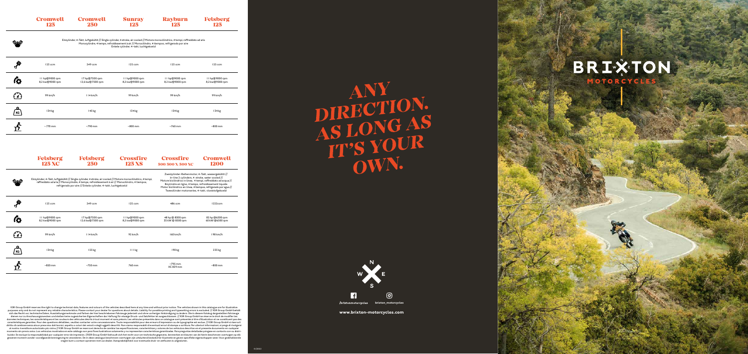| | Cromwell 125 | Cromwell 250 | Sunray 125 | Rayburn 125 | Felsberg 125 |
|---|---|---|---|---|---|
| Engine | Einzylinder, 4-Takt, luftgekühlt // Single cylinder, 4 stroke, air cooled // Motore monocilindrico, 4 tempi, raffreddato ad aria Monocylindre, 4 temps, refroidissement à air // Monocilindro, 4 tiempos, refrigerado por aire Enkele cylinder, 4-takt, luchtgekoeld | | | | |
| Displacement | 125 ccm | 249 ccm | 125 ccm | 125 ccm | 125 ccm |
| Power | 11 hp@9000 rpm 8,2 kw@9000 rpm | 17 hp@7500 rpm 12,6 kw@7500 rpm | 11 hp@9000 rpm 8,2 kw@9000 rpm | 11 hp@9000 rpm 8,2 kw@9000 rpm | 11 hp@9000 rpm 8,2 kw@9000 rpm |
| Top speed | 99 km/h | 114 km/h | 99 km/h | 99 km/h | 99 km/h |
| Weight | 134 kg | 145 kg | 134 kg | 134 kg | 134 kg |
| Seat height | ~770 mm | ~790 mm | ~800 mm | ~760 mm | ~800 mm |

| | Felsberg 125 XC | Felsberg 250 | Crossfire 125 XS | Crossfire 500 500 X 500 XC | Cromwell 1200 |
|---|---|---|---|---|---|
| Engine | Einzylinder, 4-Takt, luftgekühlt // Single cylinder, 4 stroke, air cooled // Motore monocilindrico, 4 tempi, raffreddato ad aria // Monocylindre, 4 temps, refroidissement à air // Monocilindro, 4 tiempos, refrigerado por aire // Enkele cylinder, 4-takt, luchtgekoeld | | | Zweizylinder-Reihenmotor, 4-Takt, wassergekühlt // in-line 2 cylinders, 4 stroke, water cooled // Motore bicilindrico in linea, 4 tempi, raffreddato ad acqua // Bicylindre en ligne, 4 temps, refroidissement liquide Motor bicilíndrico en línea, 4 tiempos, refrigerado por agua // Tweecilinder motorseries, 4-takt, vloeistofgekoeld | |
| Displacement | 125 ccm | 249 ccm | 125 ccm | 486 ccm | 1222ccm |
| Power | 11 hp@9000 rpm 8,2 kw@9000 rpm | 17 hp@7500 rpm 12,6 kw@7500 rpm | 11 hp@9000 rpm 8,2 kw@9000 rpm | 48 hp @ 8500 rpm 35 kW @ 8500 rpm | 82 hp @6500 rpm 60 kW @6500 rpm |
| Top speed | 99 km/h | 114 km/h | 95 km/h | 160 km/h | 198 km/h |
| Weight | 134 kg | 155 kg | 111 kg | 190 kg | 235 kg |
| Seat height | ~820 mm | ~750 mm | 760 mm | ~795 mm XC 839 mm | ~800 mm |

KSR Group GmbH reserves the right to change technical data, features and colours of the vehicles described here at any time and without prior notice. The vehicles shown in this catalogue are for illustrative purposes only and do not represent any reliable characteristics. Please contact your dealer for questions about details. Liability for possible printing and typesetting errors is excluded. // KSR Group GmbH behält sich das Recht vor, technische Daten, Ausstattungsmerkmale und Farben der hier beschriebenen Fahrzeuge jederzeit und ohne vorherige Ankündigung zu ändern. Die in diesem Katalog dargestellten Fahrzeuge dienen nur zu Anschauungszwecken und stellen keine zugesicherten Eigenschaften dar. Haftung für etwaige Druck- und Satzfehler ist ausgeschlossen. // KSR Group GmbH se réserve le droit de modifier les données techniques, les caractéristiques et les couleurs des véhicules décrits à tout moment et sans préavis. Les véhicules présentés dans ce catalogue sont présentés à titre d'illustration et ne constituent pas des caractéristiques garanties. Pour des questions détaillées, veuillez contacter votre concessionnaire. Toute responsabilité pour des erreurs d'impression ou de typographie est exclue. // KSR Group GmbH si riserva il diritto di cambiare senza alcun preavviso dati tecnici, aspetto e colori dei veicoli e degli oggetti descritti. Non siamo responsabili di eventuali errori di stampa o scrittura. Per ulteriori informazioni, si prega di rivolgersi al vostro rivenditore autorizzato più vicino. // KSR Group GmbH se reserva el derecho de cambiar las especificaciones, características y colores de los vehículos descritos en el presente documento en cualquier momento sin previo aviso. Los vehículos mostrados en este catálogo son para fines ilustrativos solamente y no representan características garantizadas. Para preguntas detalladas póngase en contacto con su distribuidor. Se excluye la responsabilidad por cualquier error de impresión. // KSR Group GmbH behoudt zich het recht voor om technische gegevens, kenmerken en kleuren van de hierin beschreven voertuigen op elk gewenst moment zonder voorafgaande kennisgeving te veranderen. De in deze catalogus beschreven voertuigen zijn uitsluitend bedoeld ter illustratie en geven specifieke eigenschappen weer. Voor gedetailleerde vragen kunt u contact opnemen met uw dealer. Aansprakelijkheid voor eventuele druk- en zetfouten is uitgesloten.

# ANY DIRECTION. AS LONG AS IT'S YOUR OWN.

/brixtonmotorcycles

brixton_motorcycles

www.brixton-motorcycles.com

BRIXTON MOTORCYCLES

01/2022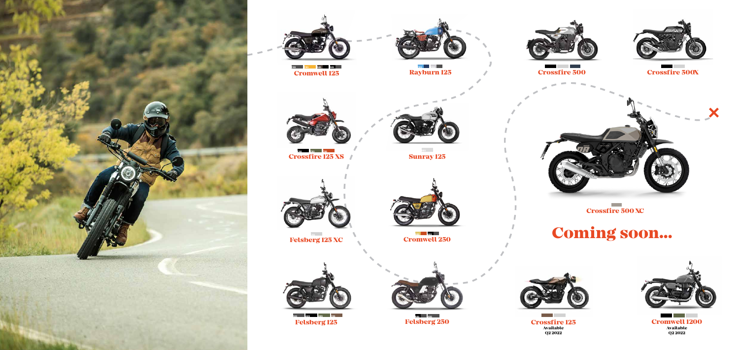Cromwell 125

Rayburn 125

Crossfire 500

Crossfire 500X

Crossfire 125 XS

Sunray 125

Felsberg 125 XC

Cromwell 250

Felsberg 125

Felsberg 250

Crossfire 500 XC

# Coming soon...

Crossfire 125
Available
Q2 2022

Cromwell 1200
Available
Q2 2022